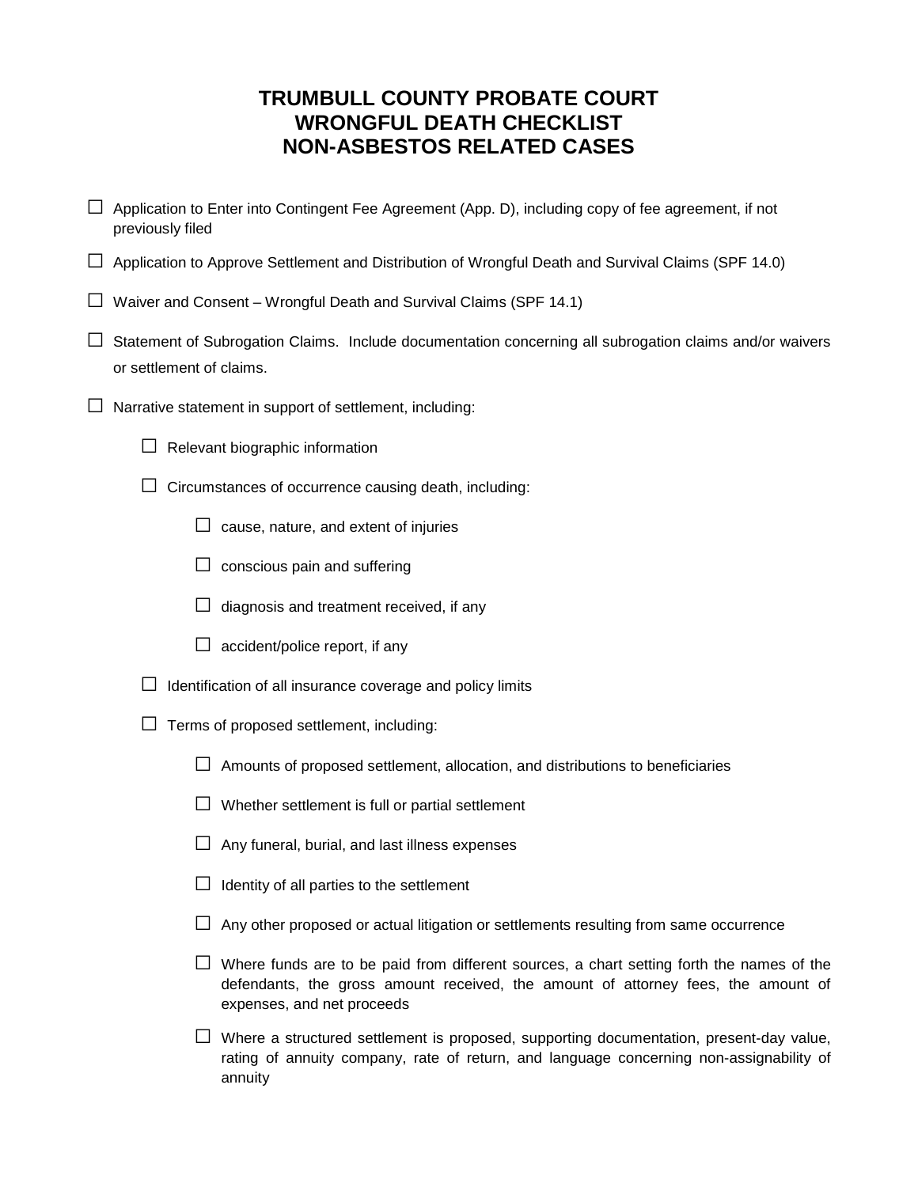# TRUMBULL COUNTY PROBATE COURT
# WRONGFUL DEATH CHECKLIST
# NON-ASBESTOS RELATED CASES

- ☐ Application to Enter into Contingent Fee Agreement (App. D), including copy of fee agreement, if not previously filed
- ☐ Application to Approve Settlement and Distribution of Wrongful Death and Survival Claims (SPF 14.0)
- ☐ Waiver and Consent – Wrongful Death and Survival Claims (SPF 14.1)
- ☐ Statement of Subrogation Claims. Include documentation concerning all subrogation claims and/or waivers or settlement of claims.
- ☐ Narrative statement in support of settlement, including:
  - ☐ Relevant biographic information
  - ☐ Circumstances of occurrence causing death, including:
    - ☐ cause, nature, and extent of injuries
    - ☐ conscious pain and suffering
    - ☐ diagnosis and treatment received, if any
    - ☐ accident/police report, if any
  - ☐ Identification of all insurance coverage and policy limits
  - ☐ Terms of proposed settlement, including:
    - ☐ Amounts of proposed settlement, allocation, and distributions to beneficiaries
    - ☐ Whether settlement is full or partial settlement
    - ☐ Any funeral, burial, and last illness expenses
    - ☐ Identity of all parties to the settlement
    - ☐ Any other proposed or actual litigation or settlements resulting from same occurrence
    - ☐ Where funds are to be paid from different sources, a chart setting forth the names of the defendants, the gross amount received, the amount of attorney fees, the amount of expenses, and net proceeds
    - ☐ Where a structured settlement is proposed, supporting documentation, present-day value, rating of annuity company, rate of return, and language concerning non-assignability of annuity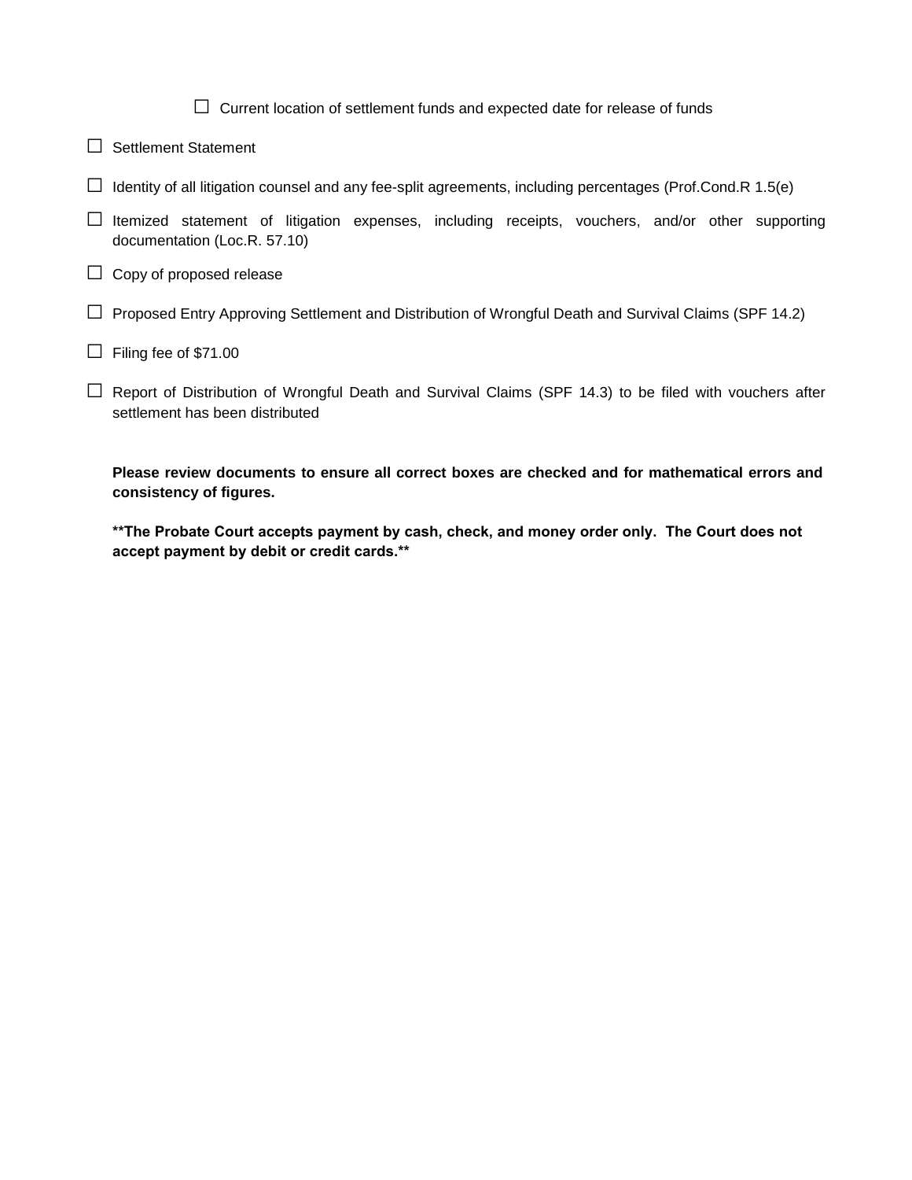- ☐ Current location of settlement funds and expected date for release of funds

☐ Settlement Statement

☐ Identity of all litigation counsel and any fee-split agreements, including percentages (Prof.Cond.R 1.5(e)

☐ Itemized statement of litigation expenses, including receipts, vouchers, and/or other supporting documentation (Loc.R. 57.10)

☐ Copy of proposed release

☐ Proposed Entry Approving Settlement and Distribution of Wrongful Death and Survival Claims (SPF 14.2)

☐ Filing fee of $71.00

☐ Report of Distribution of Wrongful Death and Survival Claims (SPF 14.3) to be filed with vouchers after settlement has been distributed

**Please review documents to ensure all correct boxes are checked and for mathematical errors and consistency of figures.**

**\*\*The Probate Court accepts payment by cash, check, and money order only. The Court does not accept payment by debit or credit cards.\*\***